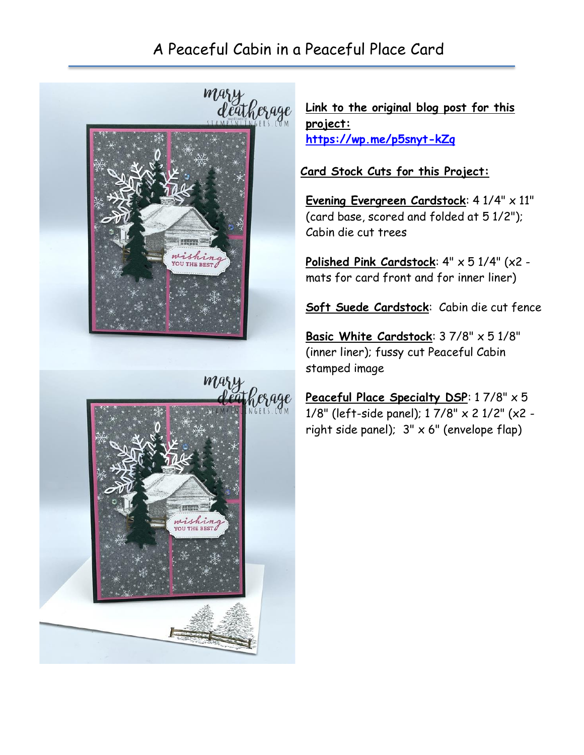# A Peaceful Cabin in a Peaceful Place Card

**Link to the original blog post for this project:**
https://wp.me/p5snyt-kZq

**Card Stock Cuts for this Project:**

**Evening Evergreen Cardstock**: 4 1/4" x 11" (card base, scored and folded at 5 1/2"); Cabin die cut trees

**Polished Pink Cardstock**: 4" x 5 1/4" (x2 - mats for card front and for inner liner)

**Soft Suede Cardstock**: Cabin die cut fence

**Basic White Cardstock**: 3 7/8" x 5 1/8" (inner liner); fussy cut Peaceful Cabin stamped image

**Peaceful Place Specialty DSP**: 1 7/8" x 5 1/8" (left-side panel); 1 7/8" x 2 1/2" (x2 - right side panel); 3" x 6" (envelope flap)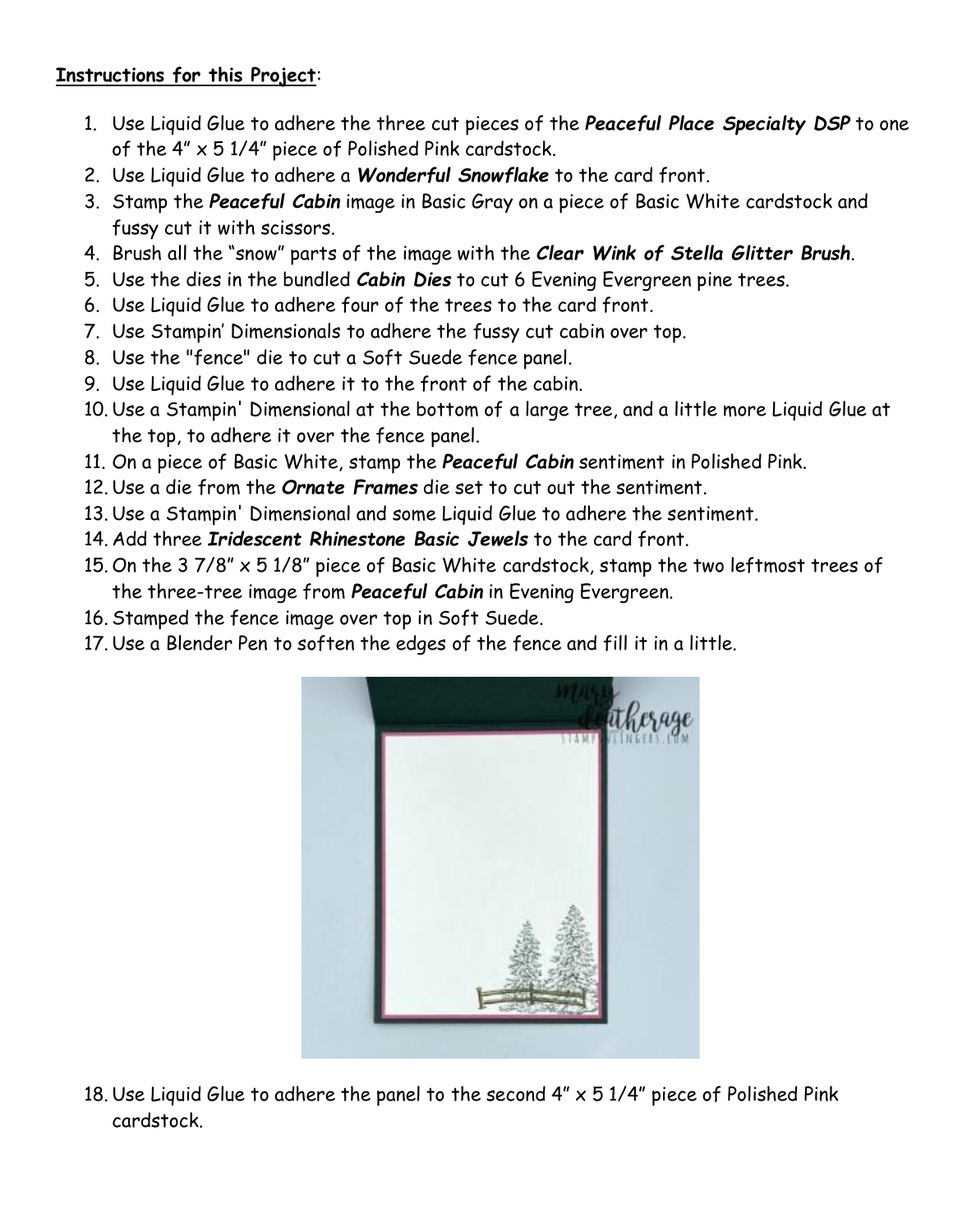**Instructions for this Project**:

1. Use Liquid Glue to adhere the three cut pieces of the ***Peaceful Place Specialty DSP*** to one of the 4" x 5 1/4" piece of Polished Pink cardstock.
2. Use Liquid Glue to adhere a ***Wonderful Snowflake*** to the card front.
3. Stamp the ***Peaceful Cabin*** image in Basic Gray on a piece of Basic White cardstock and fussy cut it with scissors.
4. Brush all the "snow" parts of the image with the ***Clear Wink of Stella Glitter Brush***.
5. Use the dies in the bundled ***Cabin Dies*** to cut 6 Evening Evergreen pine trees.
6. Use Liquid Glue to adhere four of the trees to the card front.
7. Use Stampin' Dimensionals to adhere the fussy cut cabin over top.
8. Use the "fence" die to cut a Soft Suede fence panel.
9. Use Liquid Glue to adhere it to the front of the cabin.
10. Use a Stampin' Dimensional at the bottom of a large tree, and a little more Liquid Glue at the top, to adhere it over the fence panel.
11. On a piece of Basic White, stamp the ***Peaceful Cabin*** sentiment in Polished Pink.
12. Use a die from the ***Ornate Frames*** die set to cut out the sentiment.
13. Use a Stampin' Dimensional and some Liquid Glue to adhere the sentiment.
14. Add three ***Iridescent Rhinestone Basic Jewels*** to the card front.
15. On the 3 7/8" x 5 1/8" piece of Basic White cardstock, stamp the two leftmost trees of the three-tree image from ***Peaceful Cabin*** in Evening Evergreen.
16. Stamped the fence image over top in Soft Suede.
17. Use a Blender Pen to soften the edges of the fence and fill it in a little.
18. Use Liquid Glue to adhere the panel to the second 4" x 5 1/4" piece of Polished Pink cardstock.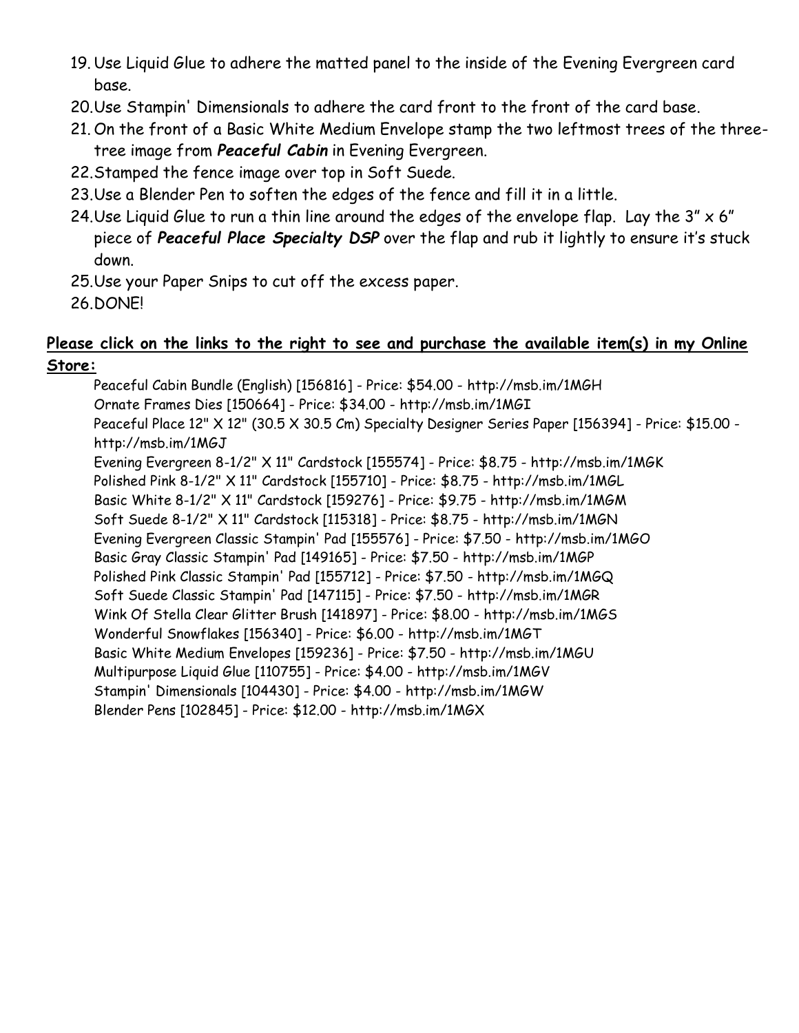19. Use Liquid Glue to adhere the matted panel to the inside of the Evening Evergreen card base.
20. Use Stampin' Dimensionals to adhere the card front to the front of the card base.
21. On the front of a Basic White Medium Envelope stamp the two leftmost trees of the three-tree image from ***Peaceful Cabin*** in Evening Evergreen.
22. Stamped the fence image over top in Soft Suede.
23. Use a Blender Pen to soften the edges of the fence and fill it in a little.
24. Use Liquid Glue to run a thin line around the edges of the envelope flap. Lay the 3" x 6" piece of ***Peaceful Place Specialty DSP*** over the flap and rub it lightly to ensure it's stuck down.
25. Use your Paper Snips to cut off the excess paper.
26. DONE!

**Please click on the links to the right to see and purchase the available item(s) in my Online Store:**

Peaceful Cabin Bundle (English) [156816] - Price: $54.00 - http://msb.im/1MGH
Ornate Frames Dies [150664] - Price: $34.00 - http://msb.im/1MGI
Peaceful Place 12" X 12" (30.5 X 30.5 Cm) Specialty Designer Series Paper [156394] - Price: $15.00 - http://msb.im/1MGJ
Evening Evergreen 8-1/2" X 11" Cardstock [155574] - Price: $8.75 - http://msb.im/1MGK
Polished Pink 8-1/2" X 11" Cardstock [155710] - Price: $8.75 - http://msb.im/1MGL
Basic White 8-1/2" X 11" Cardstock [159276] - Price: $9.75 - http://msb.im/1MGM
Soft Suede 8-1/2" X 11" Cardstock [115318] - Price: $8.75 - http://msb.im/1MGN
Evening Evergreen Classic Stampin' Pad [155576] - Price: $7.50 - http://msb.im/1MGO
Basic Gray Classic Stampin' Pad [149165] - Price: $7.50 - http://msb.im/1MGP
Polished Pink Classic Stampin' Pad [155712] - Price: $7.50 - http://msb.im/1MGQ
Soft Suede Classic Stampin' Pad [147115] - Price: $7.50 - http://msb.im/1MGR
Wink Of Stella Clear Glitter Brush [141897] - Price: $8.00 - http://msb.im/1MGS
Wonderful Snowflakes [156340] - Price: $6.00 - http://msb.im/1MGT
Basic White Medium Envelopes [159236] - Price: $7.50 - http://msb.im/1MGU
Multipurpose Liquid Glue [110755] - Price: $4.00 - http://msb.im/1MGV
Stampin' Dimensionals [104430] - Price: $4.00 - http://msb.im/1MGW
Blender Pens [102845] - Price: $12.00 - http://msb.im/1MGX